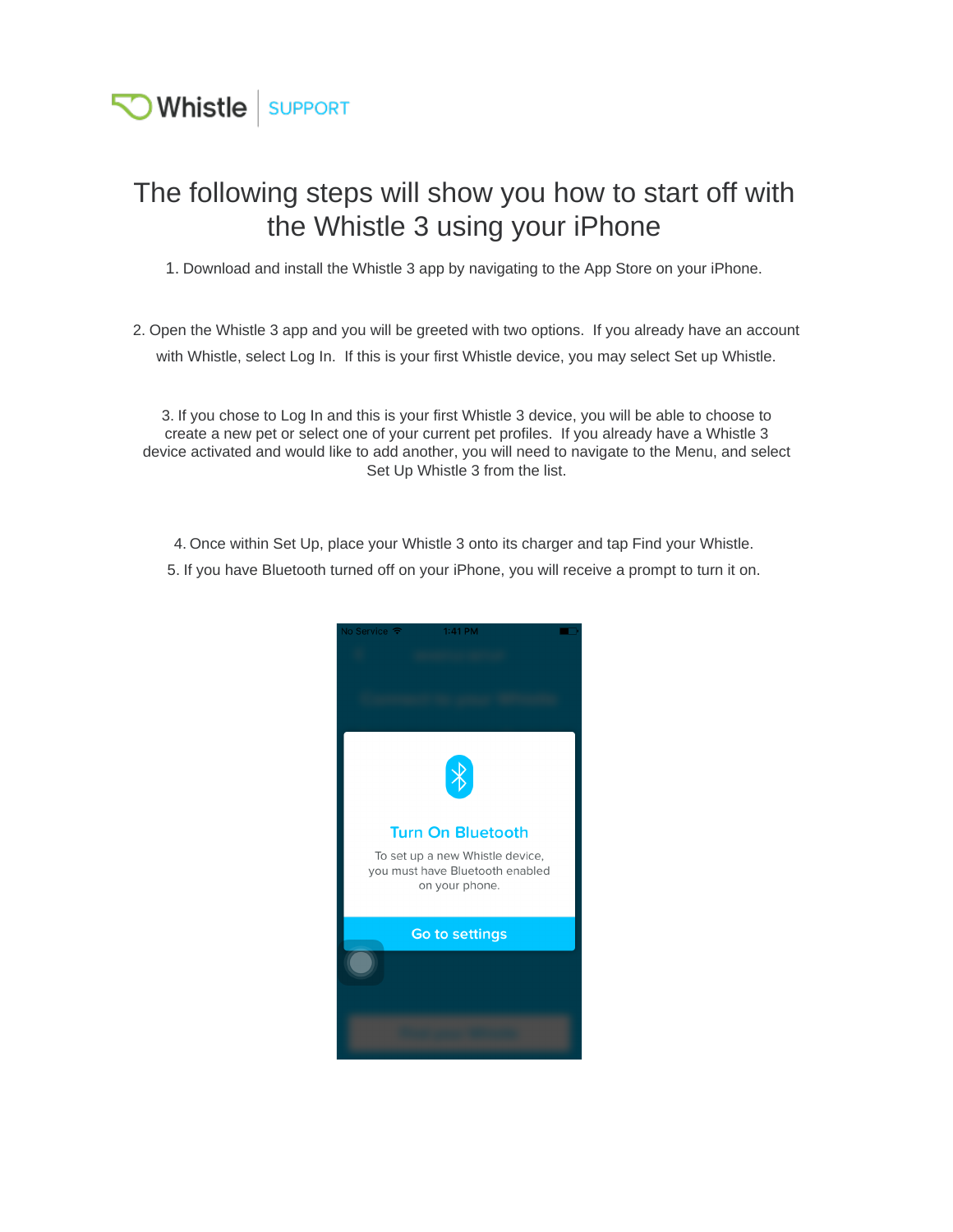Whistle | SUPPORT

# The following steps will show you how to start off with the Whistle 3 using your iPhone

1. Download and install the Whistle 3 app by navigating to the App Store on your iPhone.

2. Open the Whistle 3 app and you will be greeted with two options. If you already have an account with Whistle, select Log In. If this is your first Whistle device, you may select Set up Whistle.

3. If you chose to Log In and this is your first Whistle 3 device, you will be able to choose to create a new pet or select one of your current pet profiles. If you already have a Whistle 3 device activated and would like to add another, you will need to navigate to the Menu, and select Set Up Whistle 3 from the list.

4. Once within Set Up, place your Whistle 3 onto its charger and tap Find your Whistle.

5. If you have Bluetooth turned off on your iPhone, you will receive a prompt to turn it on.

No Service 1:41 PM

**Turn On Bluetooth**

To set up a new Whistle device, you must have Bluetooth enabled on your phone.

Go to settings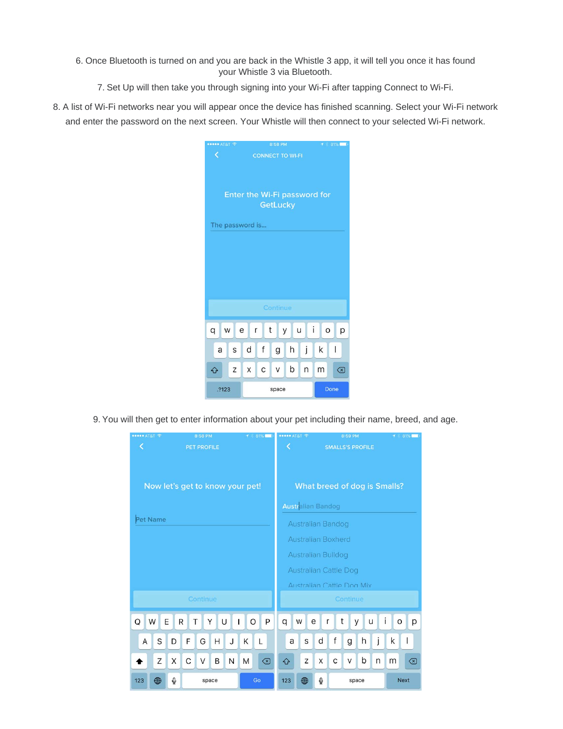6. Once Bluetooth is turned on and you are back in the Whistle 3 app, it will tell you once it has found your Whistle 3 via Bluetooth.

7. Set Up will then take you through signing into your Wi-Fi after tapping Connect to Wi-Fi.

8. A list of Wi-Fi networks near you will appear once the device has finished scanning. Select your Wi-Fi network and enter the password on the next screen. Your Whistle will then connect to your selected Wi-Fi network.

9. You will then get to enter information about your pet including their name, breed, and age.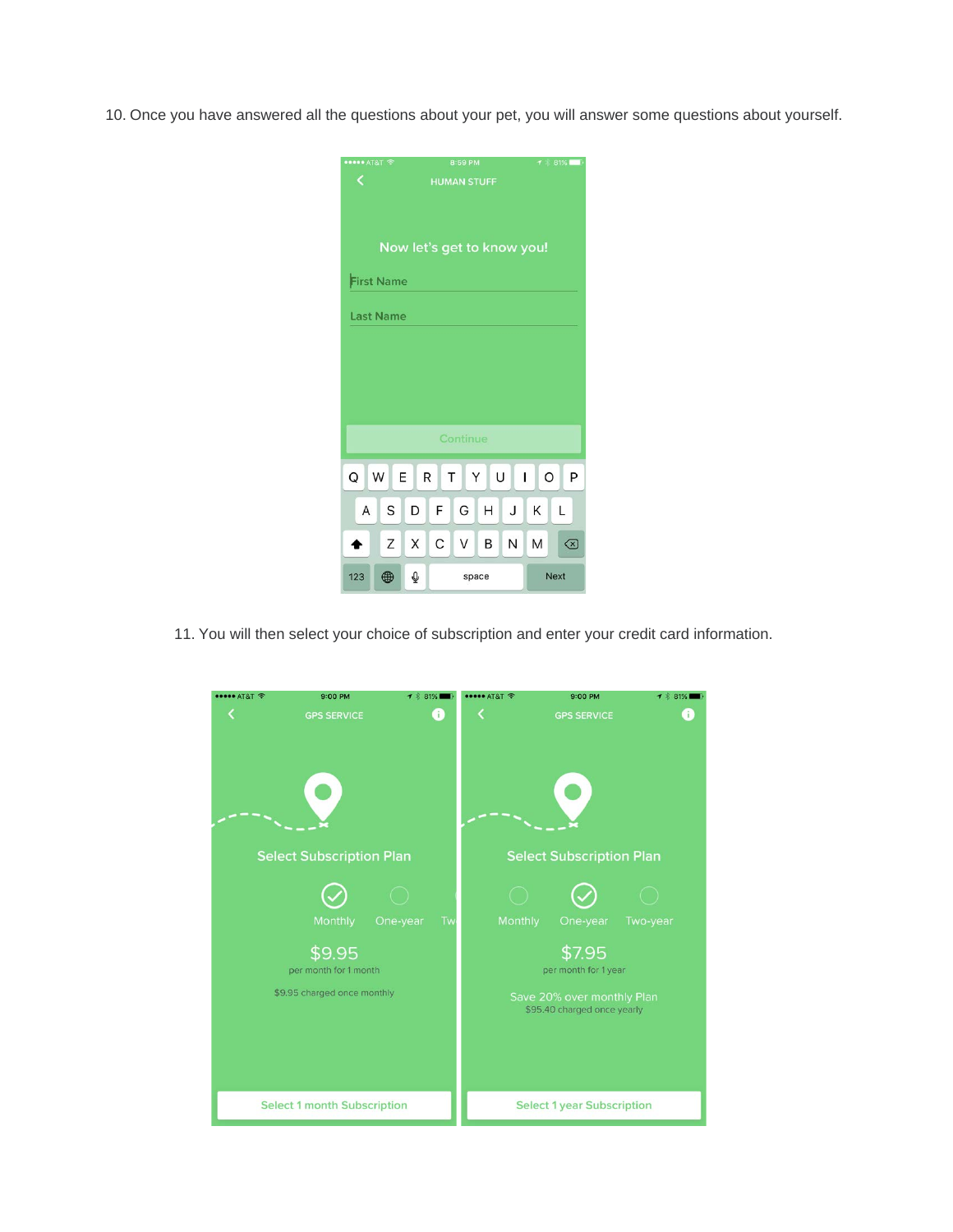10. Once you have answered all the questions about your pet, you will answer some questions about yourself.

HUMAN STUFF

Now let's get to know you!

First Name

Last Name

Continue

11. You will then select your choice of subscription and enter your credit card information.

GPS SERVICE

Select Subscription Plan

Monthly One-year Tw

$9.95

per month for 1 month

$9.95 charged once monthly

Select 1 month Subscription

GPS SERVICE

Select Subscription Plan

Monthly One-year Two-year

$7.95

per month for 1 year

Save 20% over monthly Plan

$95.40 charged once yearly

Select 1 year Subscription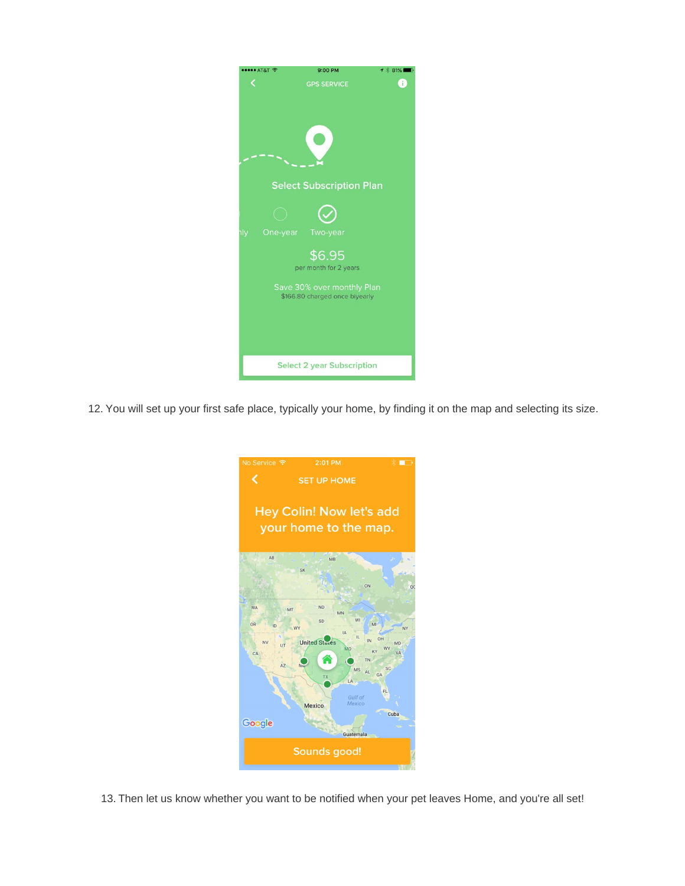12. You will set up your first safe place, typically your home, by finding it on the map and selecting its size.

13. Then let us know whether you want to be notified when your pet leaves Home, and you're all set!